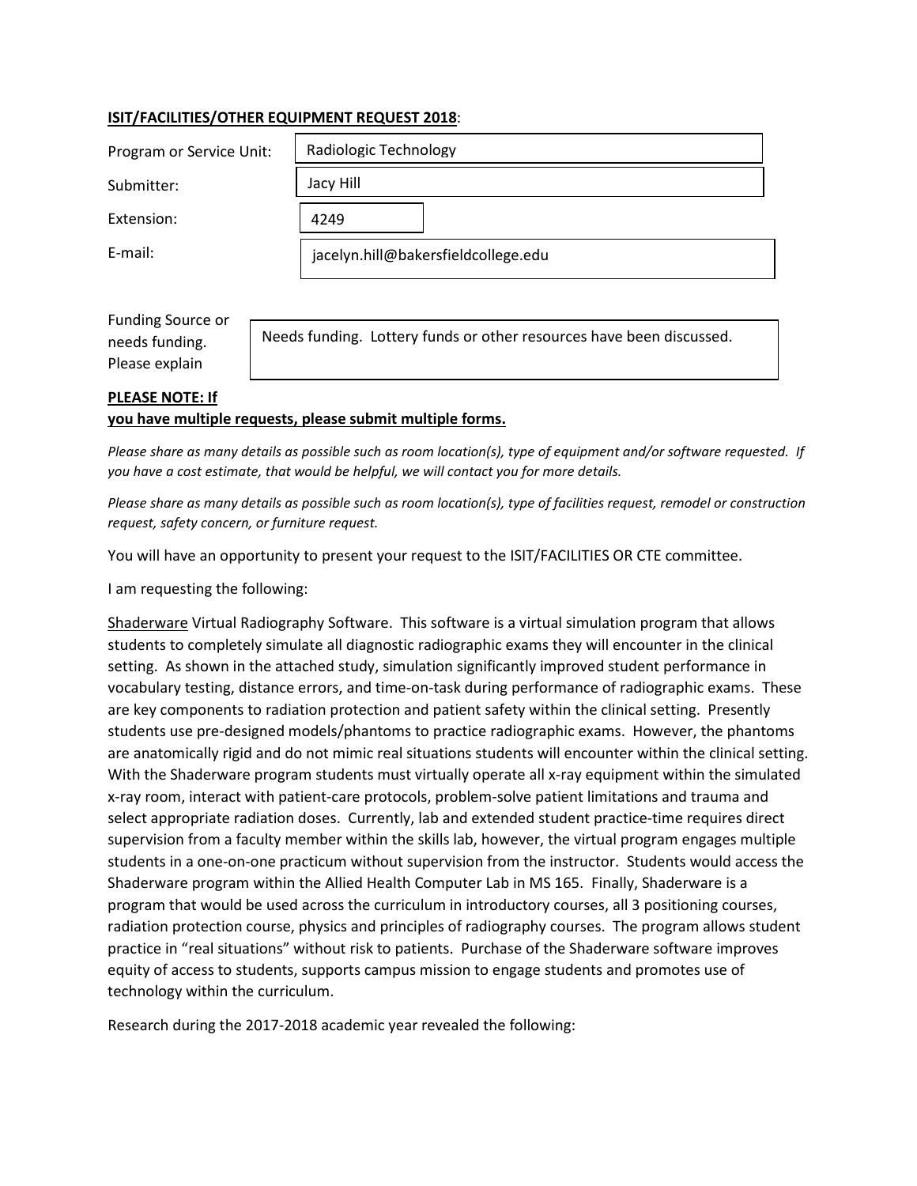**ISIT/FACILITIES/OTHER EQUIPMENT REQUEST 2018**:

| | |
|---|---|
| Program or Service Unit: | Radiologic Technology |
| Submitter: | Jacy Hill |
| Extension: | 4249 |
| E-mail: | jacelyn.hill@bakersfieldcollege.edu |

| | |
|---|---|
| Funding Source or needs funding. Please explain | Needs funding. Lottery funds or other resources have been discussed. |

**PLEASE NOTE: If you have multiple requests, please submit multiple forms.**

*Please share as many details as possible such as room location(s), type of equipment and/or software requested. If you have a cost estimate, that would be helpful, we will contact you for more details.*

*Please share as many details as possible such as room location(s), type of facilities request, remodel or construction request, safety concern, or furniture request.*

You will have an opportunity to present your request to the ISIT/FACILITIES OR CTE committee.

I am requesting the following:

Shaderware Virtual Radiography Software. This software is a virtual simulation program that allows students to completely simulate all diagnostic radiographic exams they will encounter in the clinical setting. As shown in the attached study, simulation significantly improved student performance in vocabulary testing, distance errors, and time-on-task during performance of radiographic exams. These are key components to radiation protection and patient safety within the clinical setting. Presently students use pre-designed models/phantoms to practice radiographic exams. However, the phantoms are anatomically rigid and do not mimic real situations students will encounter within the clinical setting. With the Shaderware program students must virtually operate all x-ray equipment within the simulated x-ray room, interact with patient-care protocols, problem-solve patient limitations and trauma and select appropriate radiation doses. Currently, lab and extended student practice-time requires direct supervision from a faculty member within the skills lab, however, the virtual program engages multiple students in a one-on-one practicum without supervision from the instructor. Students would access the Shaderware program within the Allied Health Computer Lab in MS 165. Finally, Shaderware is a program that would be used across the curriculum in introductory courses, all 3 positioning courses, radiation protection course, physics and principles of radiography courses. The program allows student practice in "real situations" without risk to patients. Purchase of the Shaderware software improves equity of access to students, supports campus mission to engage students and promotes use of technology within the curriculum.

Research during the 2017-2018 academic year revealed the following: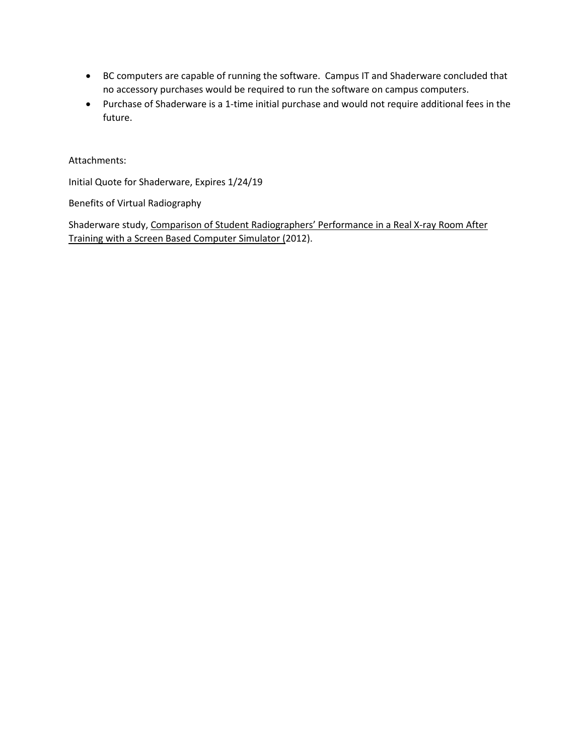- BC computers are capable of running the software. Campus IT and Shaderware concluded that no accessory purchases would be required to run the software on campus computers.
- Purchase of Shaderware is a 1-time initial purchase and would not require additional fees in the future.

Attachments:

Initial Quote for Shaderware, Expires 1/24/19

Benefits of Virtual Radiography

Shaderware study, Comparison of Student Radiographers' Performance in a Real X-ray Room After Training with a Screen Based Computer Simulator (2012).